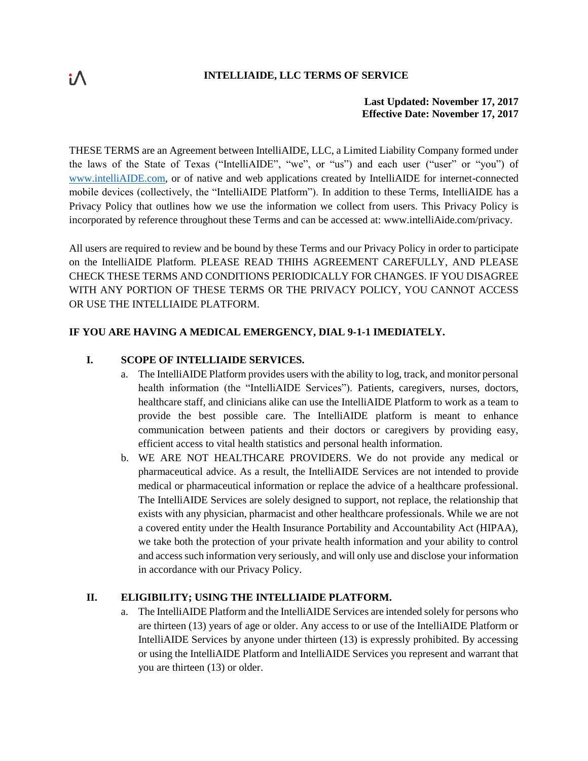# INTELLIAIDE, LLC TERMS OF SERVICE

**Last Updated: November 17, 2017**
**Effective Date: November 17, 2017**

THESE TERMS are an Agreement between IntelliAIDE, LLC, a Limited Liability Company formed under the laws of the State of Texas ("IntelliAIDE", "we", or "us") and each user ("user" or "you") of www.intelliAIDE.com, or of native and web applications created by IntelliAIDE for internet-connected mobile devices (collectively, the "IntelliAIDE Platform"). In addition to these Terms, IntelliAIDE has a Privacy Policy that outlines how we use the information we collect from users. This Privacy Policy is incorporated by reference throughout these Terms and can be accessed at: www.intelliAide.com/privacy.

All users are required to review and be bound by these Terms and our Privacy Policy in order to participate on the IntelliAIDE Platform. PLEASE READ THIHS AGREEMENT CAREFULLY, AND PLEASE CHECK THESE TERMS AND CONDITIONS PERIODICALLY FOR CHANGES. IF YOU DISAGREE WITH ANY PORTION OF THESE TERMS OR THE PRIVACY POLICY, YOU CANNOT ACCESS OR USE THE INTELLIAIDE PLATFORM.

**IF YOU ARE HAVING A MEDICAL EMERGENCY, DIAL 9-1-1 IMEDIATELY.**

## I. SCOPE OF INTELLIAIDE SERVICES.

a. The IntelliAIDE Platform provides users with the ability to log, track, and monitor personal health information (the "IntelliAIDE Services"). Patients, caregivers, nurses, doctors, healthcare staff, and clinicians alike can use the IntelliAIDE Platform to work as a team to provide the best possible care. The IntelliAIDE platform is meant to enhance communication between patients and their doctors or caregivers by providing easy, efficient access to vital health statistics and personal health information.

b. WE ARE NOT HEALTHCARE PROVIDERS. We do not provide any medical or pharmaceutical advice. As a result, the IntelliAIDE Services are not intended to provide medical or pharmaceutical information or replace the advice of a healthcare professional. The IntelliAIDE Services are solely designed to support, not replace, the relationship that exists with any physician, pharmacist and other healthcare professionals. While we are not a covered entity under the Health Insurance Portability and Accountability Act (HIPAA), we take both the protection of your private health information and your ability to control and access such information very seriously, and will only use and disclose your information in accordance with our Privacy Policy.

## II. ELIGIBILITY; USING THE INTELLIAIDE PLATFORM.

a. The IntelliAIDE Platform and the IntelliAIDE Services are intended solely for persons who are thirteen (13) years of age or older. Any access to or use of the IntelliAIDE Platform or IntelliAIDE Services by anyone under thirteen (13) is expressly prohibited. By accessing or using the IntelliAIDE Platform and IntelliAIDE Services you represent and warrant that you are thirteen (13) or older.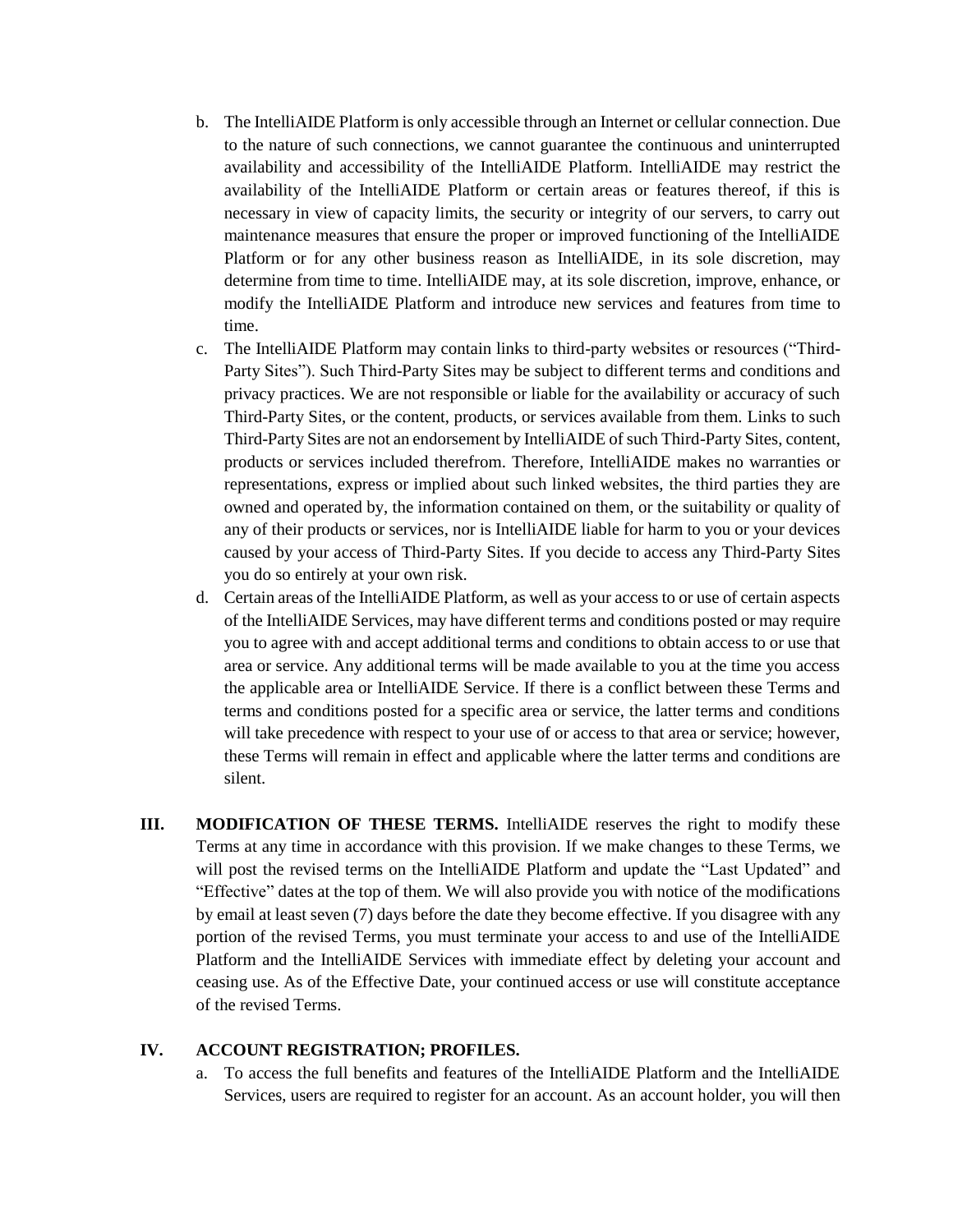b. The IntelliAIDE Platform is only accessible through an Internet or cellular connection. Due to the nature of such connections, we cannot guarantee the continuous and uninterrupted availability and accessibility of the IntelliAIDE Platform. IntelliAIDE may restrict the availability of the IntelliAIDE Platform or certain areas or features thereof, if this is necessary in view of capacity limits, the security or integrity of our servers, to carry out maintenance measures that ensure the proper or improved functioning of the IntelliAIDE Platform or for any other business reason as IntelliAIDE, in its sole discretion, may determine from time to time. IntelliAIDE may, at its sole discretion, improve, enhance, or modify the IntelliAIDE Platform and introduce new services and features from time to time.

c. The IntelliAIDE Platform may contain links to third-party websites or resources ("Third-Party Sites"). Such Third-Party Sites may be subject to different terms and conditions and privacy practices. We are not responsible or liable for the availability or accuracy of such Third-Party Sites, or the content, products, or services available from them. Links to such Third-Party Sites are not an endorsement by IntelliAIDE of such Third-Party Sites, content, products or services included therefrom. Therefore, IntelliAIDE makes no warranties or representations, express or implied about such linked websites, the third parties they are owned and operated by, the information contained on them, or the suitability or quality of any of their products or services, nor is IntelliAIDE liable for harm to you or your devices caused by your access of Third-Party Sites. If you decide to access any Third-Party Sites you do so entirely at your own risk.

d. Certain areas of the IntelliAIDE Platform, as well as your access to or use of certain aspects of the IntelliAIDE Services, may have different terms and conditions posted or may require you to agree with and accept additional terms and conditions to obtain access to or use that area or service. Any additional terms will be made available to you at the time you access the applicable area or IntelliAIDE Service. If there is a conflict between these Terms and terms and conditions posted for a specific area or service, the latter terms and conditions will take precedence with respect to your use of or access to that area or service; however, these Terms will remain in effect and applicable where the latter terms and conditions are silent.

**III. MODIFICATION OF THESE TERMS.** IntelliAIDE reserves the right to modify these Terms at any time in accordance with this provision. If we make changes to these Terms, we will post the revised terms on the IntelliAIDE Platform and update the "Last Updated" and "Effective" dates at the top of them. We will also provide you with notice of the modifications by email at least seven (7) days before the date they become effective. If you disagree with any portion of the revised Terms, you must terminate your access to and use of the IntelliAIDE Platform and the IntelliAIDE Services with immediate effect by deleting your account and ceasing use. As of the Effective Date, your continued access or use will constitute acceptance of the revised Terms.

## IV. ACCOUNT REGISTRATION; PROFILES.

a. To access the full benefits and features of the IntelliAIDE Platform and the IntelliAIDE Services, users are required to register for an account. As an account holder, you will then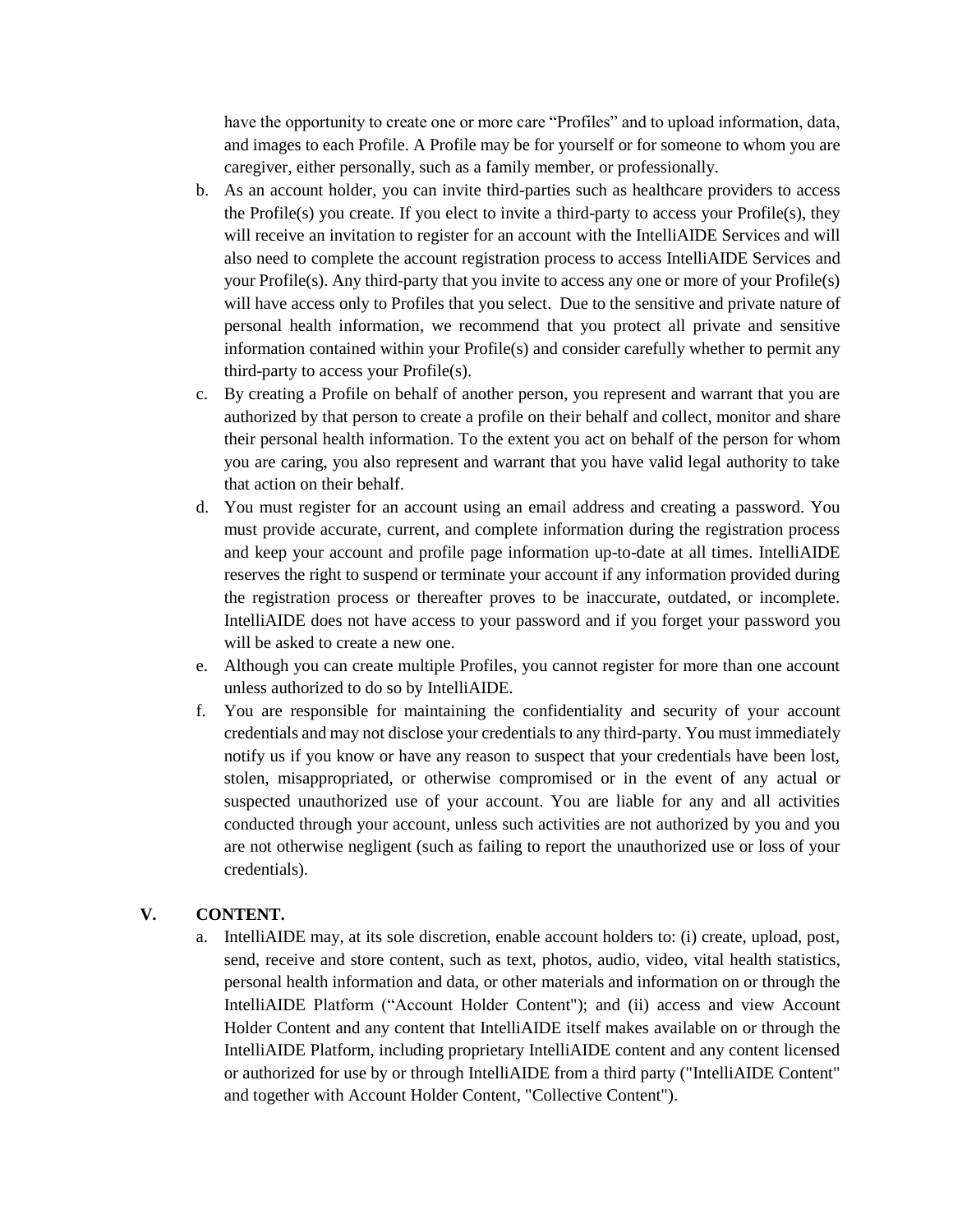have the opportunity to create one or more care "Profiles" and to upload information, data, and images to each Profile. A Profile may be for yourself or for someone to whom you are caregiver, either personally, such as a family member, or professionally.

b. As an account holder, you can invite third-parties such as healthcare providers to access the Profile(s) you create. If you elect to invite a third-party to access your Profile(s), they will receive an invitation to register for an account with the IntelliAIDE Services and will also need to complete the account registration process to access IntelliAIDE Services and your Profile(s). Any third-party that you invite to access any one or more of your Profile(s) will have access only to Profiles that you select. Due to the sensitive and private nature of personal health information, we recommend that you protect all private and sensitive information contained within your Profile(s) and consider carefully whether to permit any third-party to access your Profile(s).

c. By creating a Profile on behalf of another person, you represent and warrant that you are authorized by that person to create a profile on their behalf and collect, monitor and share their personal health information. To the extent you act on behalf of the person for whom you are caring, you also represent and warrant that you have valid legal authority to take that action on their behalf.

d. You must register for an account using an email address and creating a password. You must provide accurate, current, and complete information during the registration process and keep your account and profile page information up-to-date at all times. IntelliAIDE reserves the right to suspend or terminate your account if any information provided during the registration process or thereafter proves to be inaccurate, outdated, or incomplete. IntelliAIDE does not have access to your password and if you forget your password you will be asked to create a new one.

e. Although you can create multiple Profiles, you cannot register for more than one account unless authorized to do so by IntelliAIDE.

f. You are responsible for maintaining the confidentiality and security of your account credentials and may not disclose your credentials to any third-party. You must immediately notify us if you know or have any reason to suspect that your credentials have been lost, stolen, misappropriated, or otherwise compromised or in the event of any actual or suspected unauthorized use of your account. You are liable for any and all activities conducted through your account, unless such activities are not authorized by you and you are not otherwise negligent (such as failing to report the unauthorized use or loss of your credentials).

## V. CONTENT.

a. IntelliAIDE may, at its sole discretion, enable account holders to: (i) create, upload, post, send, receive and store content, such as text, photos, audio, video, vital health statistics, personal health information and data, or other materials and information on or through the IntelliAIDE Platform ("Account Holder Content"); and (ii) access and view Account Holder Content and any content that IntelliAIDE itself makes available on or through the IntelliAIDE Platform, including proprietary IntelliAIDE content and any content licensed or authorized for use by or through IntelliAIDE from a third party ("IntelliAIDE Content" and together with Account Holder Content, "Collective Content").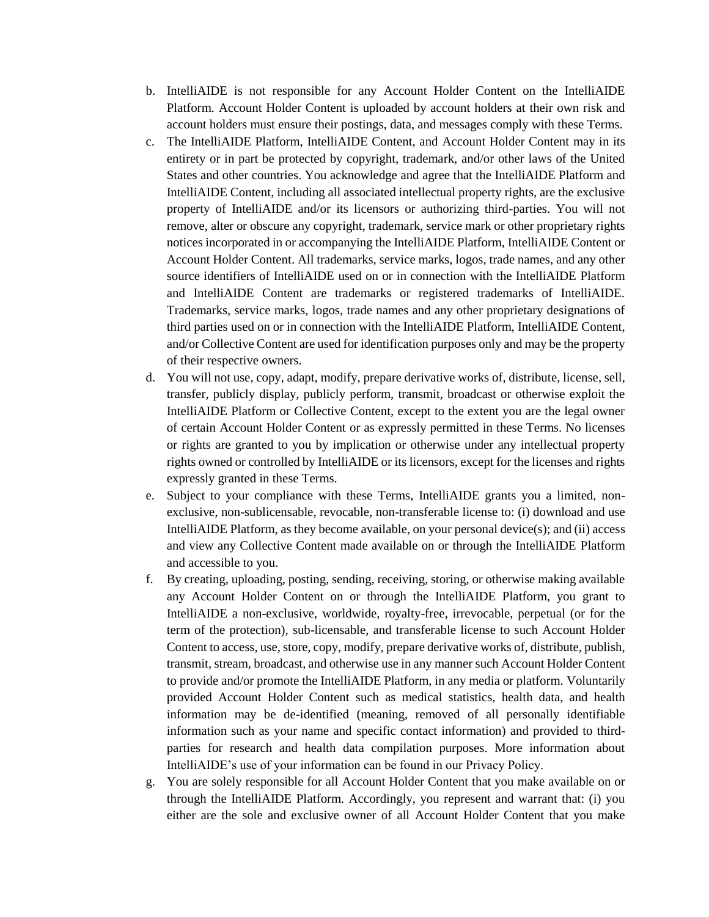b. IntelliAIDE is not responsible for any Account Holder Content on the IntelliAIDE Platform. Account Holder Content is uploaded by account holders at their own risk and account holders must ensure their postings, data, and messages comply with these Terms.

c. The IntelliAIDE Platform, IntelliAIDE Content, and Account Holder Content may in its entirety or in part be protected by copyright, trademark, and/or other laws of the United States and other countries. You acknowledge and agree that the IntelliAIDE Platform and IntelliAIDE Content, including all associated intellectual property rights, are the exclusive property of IntelliAIDE and/or its licensors or authorizing third-parties. You will not remove, alter or obscure any copyright, trademark, service mark or other proprietary rights notices incorporated in or accompanying the IntelliAIDE Platform, IntelliAIDE Content or Account Holder Content. All trademarks, service marks, logos, trade names, and any other source identifiers of IntelliAIDE used on or in connection with the IntelliAIDE Platform and IntelliAIDE Content are trademarks or registered trademarks of IntelliAIDE. Trademarks, service marks, logos, trade names and any other proprietary designations of third parties used on or in connection with the IntelliAIDE Platform, IntelliAIDE Content, and/or Collective Content are used for identification purposes only and may be the property of their respective owners.

d. You will not use, copy, adapt, modify, prepare derivative works of, distribute, license, sell, transfer, publicly display, publicly perform, transmit, broadcast or otherwise exploit the IntelliAIDE Platform or Collective Content, except to the extent you are the legal owner of certain Account Holder Content or as expressly permitted in these Terms. No licenses or rights are granted to you by implication or otherwise under any intellectual property rights owned or controlled by IntelliAIDE or its licensors, except for the licenses and rights expressly granted in these Terms.

e. Subject to your compliance with these Terms, IntelliAIDE grants you a limited, non-exclusive, non-sublicensable, revocable, non-transferable license to: (i) download and use IntelliAIDE Platform, as they become available, on your personal device(s); and (ii) access and view any Collective Content made available on or through the IntelliAIDE Platform and accessible to you.

f. By creating, uploading, posting, sending, receiving, storing, or otherwise making available any Account Holder Content on or through the IntelliAIDE Platform, you grant to IntelliAIDE a non-exclusive, worldwide, royalty-free, irrevocable, perpetual (or for the term of the protection), sub-licensable, and transferable license to such Account Holder Content to access, use, store, copy, modify, prepare derivative works of, distribute, publish, transmit, stream, broadcast, and otherwise use in any manner such Account Holder Content to provide and/or promote the IntelliAIDE Platform, in any media or platform. Voluntarily provided Account Holder Content such as medical statistics, health data, and health information may be de-identified (meaning, removed of all personally identifiable information such as your name and specific contact information) and provided to third-parties for research and health data compilation purposes. More information about IntelliAIDE's use of your information can be found in our Privacy Policy.

g. You are solely responsible for all Account Holder Content that you make available on or through the IntelliAIDE Platform. Accordingly, you represent and warrant that: (i) you either are the sole and exclusive owner of all Account Holder Content that you make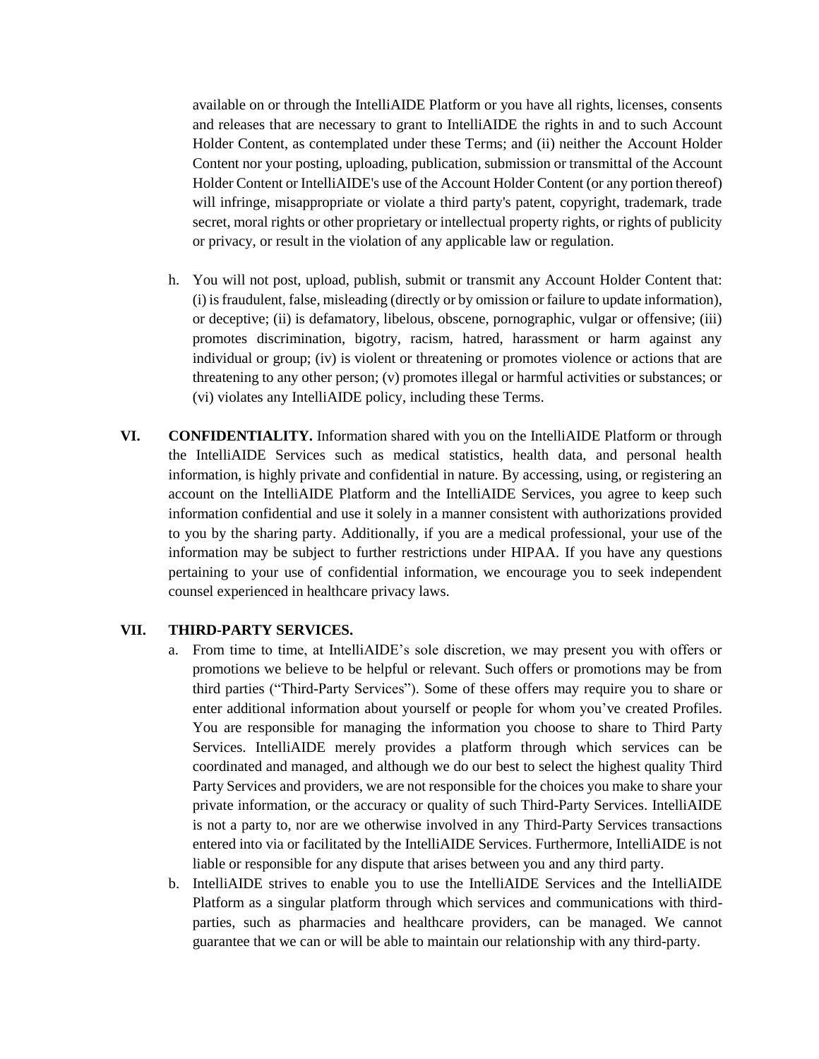available on or through the IntelliAIDE Platform or you have all rights, licenses, consents and releases that are necessary to grant to IntelliAIDE the rights in and to such Account Holder Content, as contemplated under these Terms; and (ii) neither the Account Holder Content nor your posting, uploading, publication, submission or transmittal of the Account Holder Content or IntelliAIDE's use of the Account Holder Content (or any portion thereof) will infringe, misappropriate or violate a third party's patent, copyright, trademark, trade secret, moral rights or other proprietary or intellectual property rights, or rights of publicity or privacy, or result in the violation of any applicable law or regulation.

h. You will not post, upload, publish, submit or transmit any Account Holder Content that: (i) is fraudulent, false, misleading (directly or by omission or failure to update information), or deceptive; (ii) is defamatory, libelous, obscene, pornographic, vulgar or offensive; (iii) promotes discrimination, bigotry, racism, hatred, harassment or harm against any individual or group; (iv) is violent or threatening or promotes violence or actions that are threatening to any other person; (v) promotes illegal or harmful activities or substances; or (vi) violates any IntelliAIDE policy, including these Terms.

**VI. CONFIDENTIALITY.** Information shared with you on the IntelliAIDE Platform or through the IntelliAIDE Services such as medical statistics, health data, and personal health information, is highly private and confidential in nature. By accessing, using, or registering an account on the IntelliAIDE Platform and the IntelliAIDE Services, you agree to keep such information confidential and use it solely in a manner consistent with authorizations provided to you by the sharing party. Additionally, if you are a medical professional, your use of the information may be subject to further restrictions under HIPAA. If you have any questions pertaining to your use of confidential information, we encourage you to seek independent counsel experienced in healthcare privacy laws.

**VII. THIRD-PARTY SERVICES.**

a. From time to time, at IntelliAIDE's sole discretion, we may present you with offers or promotions we believe to be helpful or relevant. Such offers or promotions may be from third parties ("Third-Party Services"). Some of these offers may require you to share or enter additional information about yourself or people for whom you've created Profiles. You are responsible for managing the information you choose to share to Third Party Services. IntelliAIDE merely provides a platform through which services can be coordinated and managed, and although we do our best to select the highest quality Third Party Services and providers, we are not responsible for the choices you make to share your private information, or the accuracy or quality of such Third-Party Services. IntelliAIDE is not a party to, nor are we otherwise involved in any Third-Party Services transactions entered into via or facilitated by the IntelliAIDE Services. Furthermore, IntelliAIDE is not liable or responsible for any dispute that arises between you and any third party.

b. IntelliAIDE strives to enable you to use the IntelliAIDE Services and the IntelliAIDE Platform as a singular platform through which services and communications with third-parties, such as pharmacies and healthcare providers, can be managed. We cannot guarantee that we can or will be able to maintain our relationship with any third-party.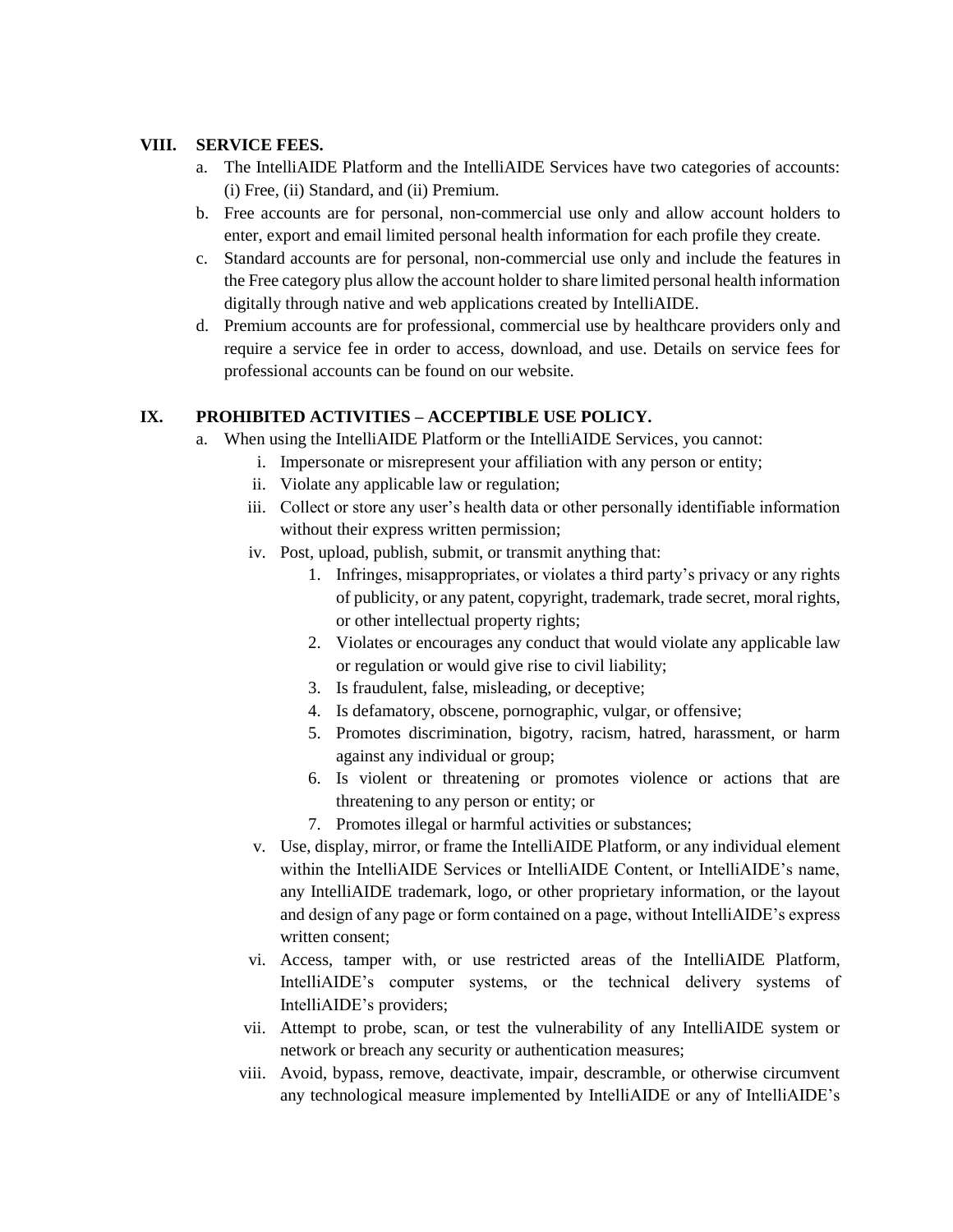## VIII. SERVICE FEES.

a. The IntelliAIDE Platform and the IntelliAIDE Services have two categories of accounts: (i) Free, (ii) Standard, and (ii) Premium.

b. Free accounts are for personal, non-commercial use only and allow account holders to enter, export and email limited personal health information for each profile they create.

c. Standard accounts are for personal, non-commercial use only and include the features in the Free category plus allow the account holder to share limited personal health information digitally through native and web applications created by IntelliAIDE.

d. Premium accounts are for professional, commercial use by healthcare providers only and require a service fee in order to access, download, and use. Details on service fees for professional accounts can be found on our website.

## IX. PROHIBITED ACTIVITIES – ACCEPTIBLE USE POLICY.

a. When using the IntelliAIDE Platform or the IntelliAIDE Services, you cannot:

i. Impersonate or misrepresent your affiliation with any person or entity;

ii. Violate any applicable law or regulation;

iii. Collect or store any user's health data or other personally identifiable information without their express written permission;

iv. Post, upload, publish, submit, or transmit anything that:

1. Infringes, misappropriates, or violates a third party's privacy or any rights of publicity, or any patent, copyright, trademark, trade secret, moral rights, or other intellectual property rights;
2. Violates or encourages any conduct that would violate any applicable law or regulation or would give rise to civil liability;
3. Is fraudulent, false, misleading, or deceptive;
4. Is defamatory, obscene, pornographic, vulgar, or offensive;
5. Promotes discrimination, bigotry, racism, hatred, harassment, or harm against any individual or group;
6. Is violent or threatening or promotes violence or actions that are threatening to any person or entity; or
7. Promotes illegal or harmful activities or substances;

v. Use, display, mirror, or frame the IntelliAIDE Platform, or any individual element within the IntelliAIDE Services or IntelliAIDE Content, or IntelliAIDE's name, any IntelliAIDE trademark, logo, or other proprietary information, or the layout and design of any page or form contained on a page, without IntelliAIDE's express written consent;

vi. Access, tamper with, or use restricted areas of the IntelliAIDE Platform, IntelliAIDE's computer systems, or the technical delivery systems of IntelliAIDE's providers;

vii. Attempt to probe, scan, or test the vulnerability of any IntelliAIDE system or network or breach any security or authentication measures;

viii. Avoid, bypass, remove, deactivate, impair, descramble, or otherwise circumvent any technological measure implemented by IntelliAIDE or any of IntelliAIDE's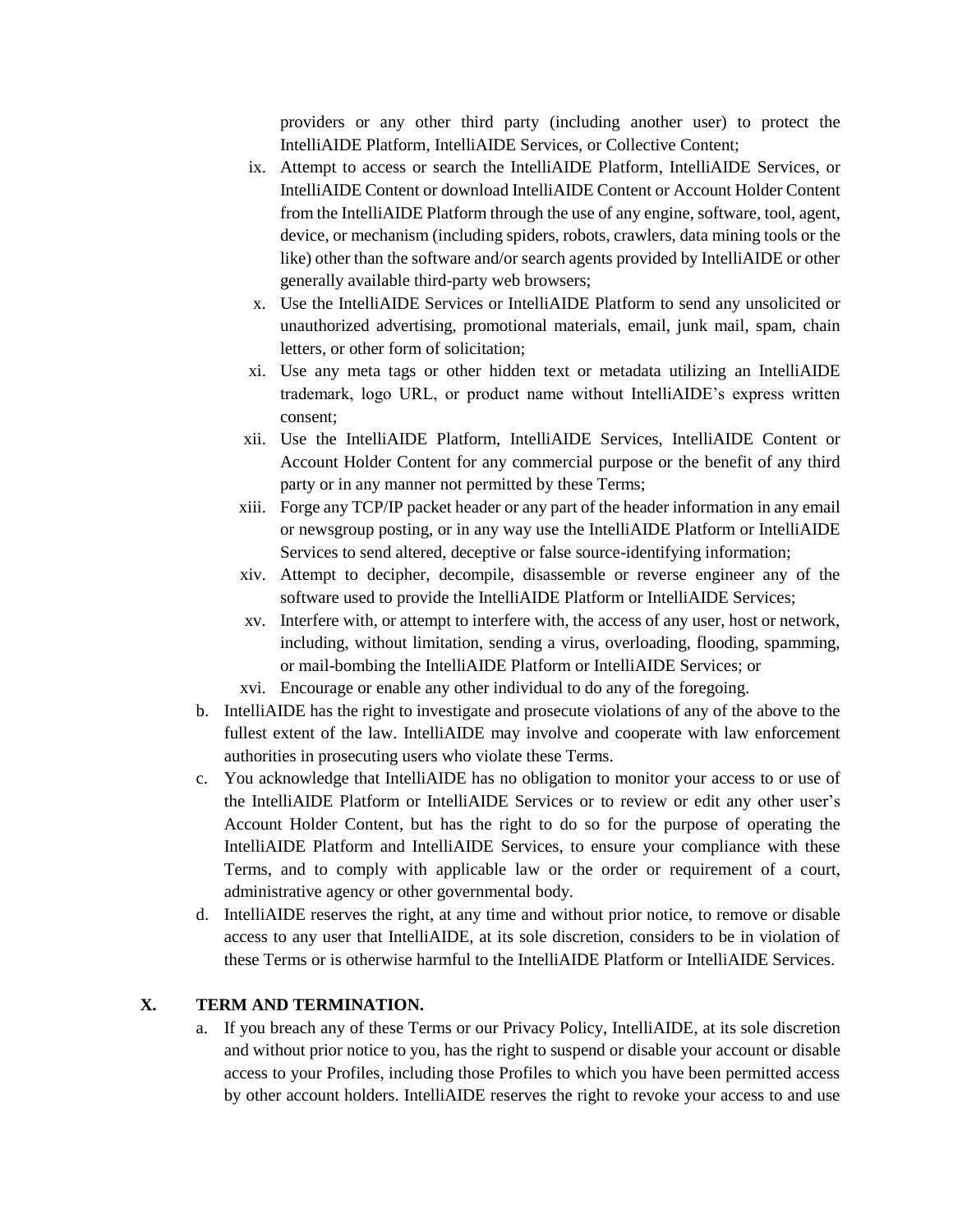providers or any other third party (including another user) to protect the IntelliAIDE Platform, IntelliAIDE Services, or Collective Content;

ix. Attempt to access or search the IntelliAIDE Platform, IntelliAIDE Services, or IntelliAIDE Content or download IntelliAIDE Content or Account Holder Content from the IntelliAIDE Platform through the use of any engine, software, tool, agent, device, or mechanism (including spiders, robots, crawlers, data mining tools or the like) other than the software and/or search agents provided by IntelliAIDE or other generally available third-party web browsers;

x. Use the IntelliAIDE Services or IntelliAIDE Platform to send any unsolicited or unauthorized advertising, promotional materials, email, junk mail, spam, chain letters, or other form of solicitation;

xi. Use any meta tags or other hidden text or metadata utilizing an IntelliAIDE trademark, logo URL, or product name without IntelliAIDE's express written consent;

xii. Use the IntelliAIDE Platform, IntelliAIDE Services, IntelliAIDE Content or Account Holder Content for any commercial purpose or the benefit of any third party or in any manner not permitted by these Terms;

xiii. Forge any TCP/IP packet header or any part of the header information in any email or newsgroup posting, or in any way use the IntelliAIDE Platform or IntelliAIDE Services to send altered, deceptive or false source-identifying information;

xiv. Attempt to decipher, decompile, disassemble or reverse engineer any of the software used to provide the IntelliAIDE Platform or IntelliAIDE Services;

xv. Interfere with, or attempt to interfere with, the access of any user, host or network, including, without limitation, sending a virus, overloading, flooding, spamming, or mail-bombing the IntelliAIDE Platform or IntelliAIDE Services; or

xvi. Encourage or enable any other individual to do any of the foregoing.

b. IntelliAIDE has the right to investigate and prosecute violations of any of the above to the fullest extent of the law. IntelliAIDE may involve and cooperate with law enforcement authorities in prosecuting users who violate these Terms.

c. You acknowledge that IntelliAIDE has no obligation to monitor your access to or use of the IntelliAIDE Platform or IntelliAIDE Services or to review or edit any other user's Account Holder Content, but has the right to do so for the purpose of operating the IntelliAIDE Platform and IntelliAIDE Services, to ensure your compliance with these Terms, and to comply with applicable law or the order or requirement of a court, administrative agency or other governmental body.

d. IntelliAIDE reserves the right, at any time and without prior notice, to remove or disable access to any user that IntelliAIDE, at its sole discretion, considers to be in violation of these Terms or is otherwise harmful to the IntelliAIDE Platform or IntelliAIDE Services.

## X. TERM AND TERMINATION.

a. If you breach any of these Terms or our Privacy Policy, IntelliAIDE, at its sole discretion and without prior notice to you, has the right to suspend or disable your account or disable access to your Profiles, including those Profiles to which you have been permitted access by other account holders. IntelliAIDE reserves the right to revoke your access to and use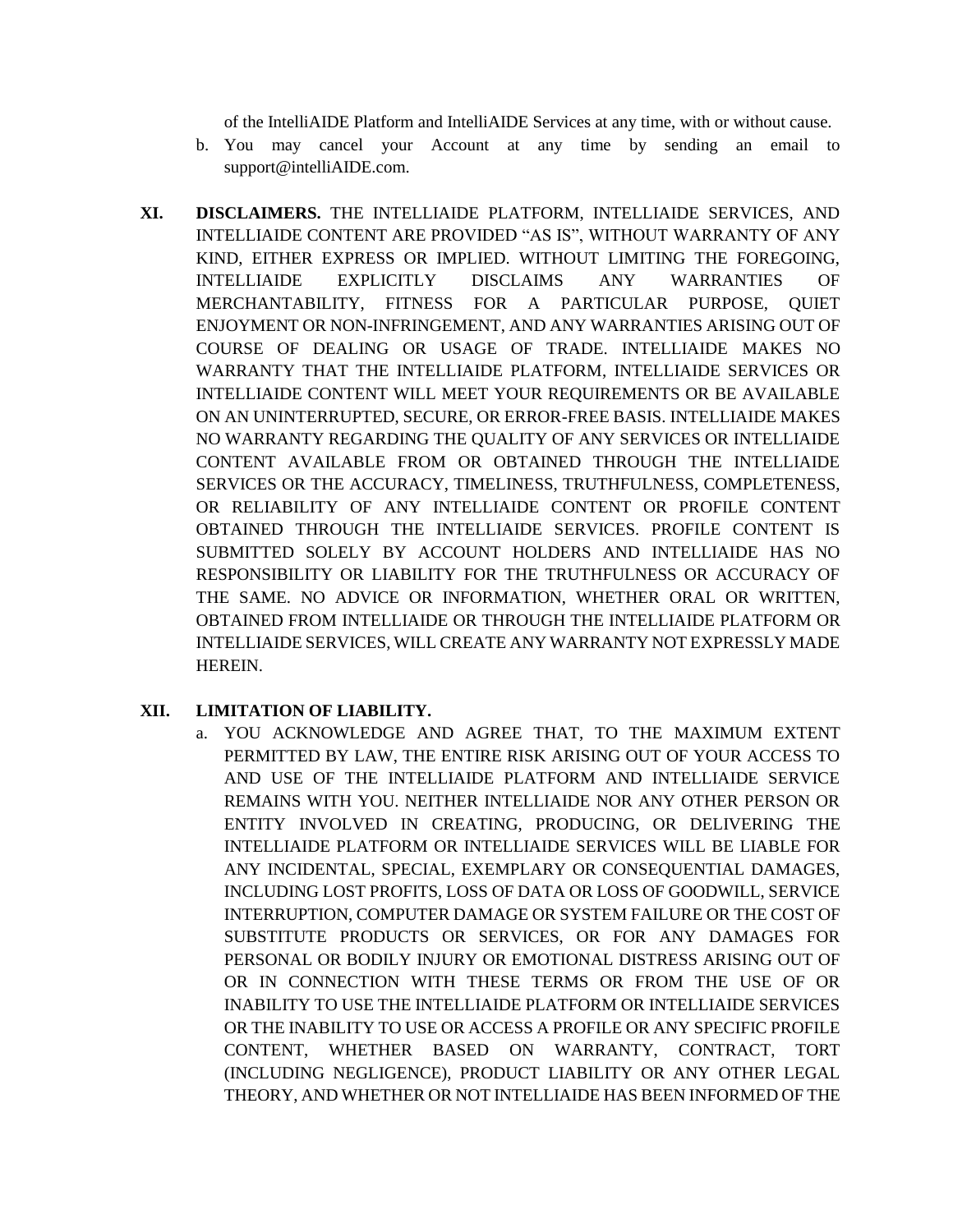of the IntelliAIDE Platform and IntelliAIDE Services at any time, with or without cause.

b. You may cancel your Account at any time by sending an email to support@intelliAIDE.com.

**XI. DISCLAIMERS.** THE INTELLIAIDE PLATFORM, INTELLIAIDE SERVICES, AND INTELLIAIDE CONTENT ARE PROVIDED "AS IS", WITHOUT WARRANTY OF ANY KIND, EITHER EXPRESS OR IMPLIED. WITHOUT LIMITING THE FOREGOING, INTELLIAIDE EXPLICITLY DISCLAIMS ANY WARRANTIES OF MERCHANTABILITY, FITNESS FOR A PARTICULAR PURPOSE, QUIET ENJOYMENT OR NON-INFRINGEMENT, AND ANY WARRANTIES ARISING OUT OF COURSE OF DEALING OR USAGE OF TRADE. INTELLIAIDE MAKES NO WARRANTY THAT THE INTELLIAIDE PLATFORM, INTELLIAIDE SERVICES OR INTELLIAIDE CONTENT WILL MEET YOUR REQUIREMENTS OR BE AVAILABLE ON AN UNINTERRUPTED, SECURE, OR ERROR-FREE BASIS. INTELLIAIDE MAKES NO WARRANTY REGARDING THE QUALITY OF ANY SERVICES OR INTELLIAIDE CONTENT AVAILABLE FROM OR OBTAINED THROUGH THE INTELLIAIDE SERVICES OR THE ACCURACY, TIMELINESS, TRUTHFULNESS, COMPLETENESS, OR RELIABILITY OF ANY INTELLIAIDE CONTENT OR PROFILE CONTENT OBTAINED THROUGH THE INTELLIAIDE SERVICES. PROFILE CONTENT IS SUBMITTED SOLELY BY ACCOUNT HOLDERS AND INTELLIAIDE HAS NO RESPONSIBILITY OR LIABILITY FOR THE TRUTHFULNESS OR ACCURACY OF THE SAME. NO ADVICE OR INFORMATION, WHETHER ORAL OR WRITTEN, OBTAINED FROM INTELLIAIDE OR THROUGH THE INTELLIAIDE PLATFORM OR INTELLIAIDE SERVICES, WILL CREATE ANY WARRANTY NOT EXPRESSLY MADE HEREIN.

**XII. LIMITATION OF LIABILITY.**

a. YOU ACKNOWLEDGE AND AGREE THAT, TO THE MAXIMUM EXTENT PERMITTED BY LAW, THE ENTIRE RISK ARISING OUT OF YOUR ACCESS TO AND USE OF THE INTELLIAIDE PLATFORM AND INTELLIAIDE SERVICE REMAINS WITH YOU. NEITHER INTELLIAIDE NOR ANY OTHER PERSON OR ENTITY INVOLVED IN CREATING, PRODUCING, OR DELIVERING THE INTELLIAIDE PLATFORM OR INTELLIAIDE SERVICES WILL BE LIABLE FOR ANY INCIDENTAL, SPECIAL, EXEMPLARY OR CONSEQUENTIAL DAMAGES, INCLUDING LOST PROFITS, LOSS OF DATA OR LOSS OF GOODWILL, SERVICE INTERRUPTION, COMPUTER DAMAGE OR SYSTEM FAILURE OR THE COST OF SUBSTITUTE PRODUCTS OR SERVICES, OR FOR ANY DAMAGES FOR PERSONAL OR BODILY INJURY OR EMOTIONAL DISTRESS ARISING OUT OF OR IN CONNECTION WITH THESE TERMS OR FROM THE USE OF OR INABILITY TO USE THE INTELLIAIDE PLATFORM OR INTELLIAIDE SERVICES OR THE INABILITY TO USE OR ACCESS A PROFILE OR ANY SPECIFIC PROFILE CONTENT, WHETHER BASED ON WARRANTY, CONTRACT, TORT (INCLUDING NEGLIGENCE), PRODUCT LIABILITY OR ANY OTHER LEGAL THEORY, AND WHETHER OR NOT INTELLIAIDE HAS BEEN INFORMED OF THE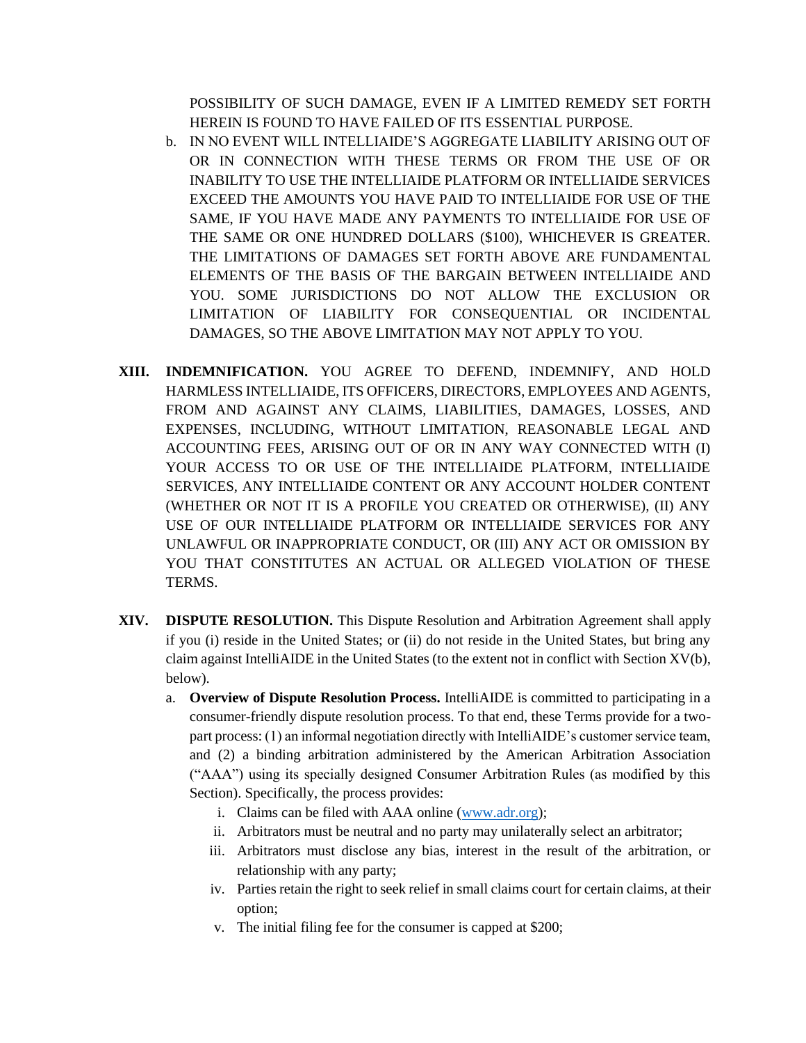POSSIBILITY OF SUCH DAMAGE, EVEN IF A LIMITED REMEDY SET FORTH HEREIN IS FOUND TO HAVE FAILED OF ITS ESSENTIAL PURPOSE.

b. IN NO EVENT WILL INTELLIAIDE'S AGGREGATE LIABILITY ARISING OUT OF OR IN CONNECTION WITH THESE TERMS OR FROM THE USE OF OR INABILITY TO USE THE INTELLIAIDE PLATFORM OR INTELLIAIDE SERVICES EXCEED THE AMOUNTS YOU HAVE PAID TO INTELLIAIDE FOR USE OF THE SAME, IF YOU HAVE MADE ANY PAYMENTS TO INTELLIAIDE FOR USE OF THE SAME OR ONE HUNDRED DOLLARS ($100), WHICHEVER IS GREATER. THE LIMITATIONS OF DAMAGES SET FORTH ABOVE ARE FUNDAMENTAL ELEMENTS OF THE BASIS OF THE BARGAIN BETWEEN INTELLIAIDE AND YOU. SOME JURISDICTIONS DO NOT ALLOW THE EXCLUSION OR LIMITATION OF LIABILITY FOR CONSEQUENTIAL OR INCIDENTAL DAMAGES, SO THE ABOVE LIMITATION MAY NOT APPLY TO YOU.

**XIII. INDEMNIFICATION.** YOU AGREE TO DEFEND, INDEMNIFY, AND HOLD HARMLESS INTELLIAIDE, ITS OFFICERS, DIRECTORS, EMPLOYEES AND AGENTS, FROM AND AGAINST ANY CLAIMS, LIABILITIES, DAMAGES, LOSSES, AND EXPENSES, INCLUDING, WITHOUT LIMITATION, REASONABLE LEGAL AND ACCOUNTING FEES, ARISING OUT OF OR IN ANY WAY CONNECTED WITH (I) YOUR ACCESS TO OR USE OF THE INTELLIAIDE PLATFORM, INTELLIAIDE SERVICES, ANY INTELLIAIDE CONTENT OR ANY ACCOUNT HOLDER CONTENT (WHETHER OR NOT IT IS A PROFILE YOU CREATED OR OTHERWISE), (II) ANY USE OF OUR INTELLIAIDE PLATFORM OR INTELLIAIDE SERVICES FOR ANY UNLAWFUL OR INAPPROPRIATE CONDUCT, OR (III) ANY ACT OR OMISSION BY YOU THAT CONSTITUTES AN ACTUAL OR ALLEGED VIOLATION OF THESE TERMS.

**XIV. DISPUTE RESOLUTION.** This Dispute Resolution and Arbitration Agreement shall apply if you (i) reside in the United States; or (ii) do not reside in the United States, but bring any claim against IntelliAIDE in the United States (to the extent not in conflict with Section XV(b), below).

a. **Overview of Dispute Resolution Process.** IntelliAIDE is committed to participating in a consumer-friendly dispute resolution process. To that end, these Terms provide for a two-part process: (1) an informal negotiation directly with IntelliAIDE's customer service team, and (2) a binding arbitration administered by the American Arbitration Association ("AAA") using its specially designed Consumer Arbitration Rules (as modified by this Section). Specifically, the process provides:

   i. Claims can be filed with AAA online (www.adr.org);
   ii. Arbitrators must be neutral and no party may unilaterally select an arbitrator;
   iii. Arbitrators must disclose any bias, interest in the result of the arbitration, or relationship with any party;
   iv. Parties retain the right to seek relief in small claims court for certain claims, at their option;
   v. The initial filing fee for the consumer is capped at $200;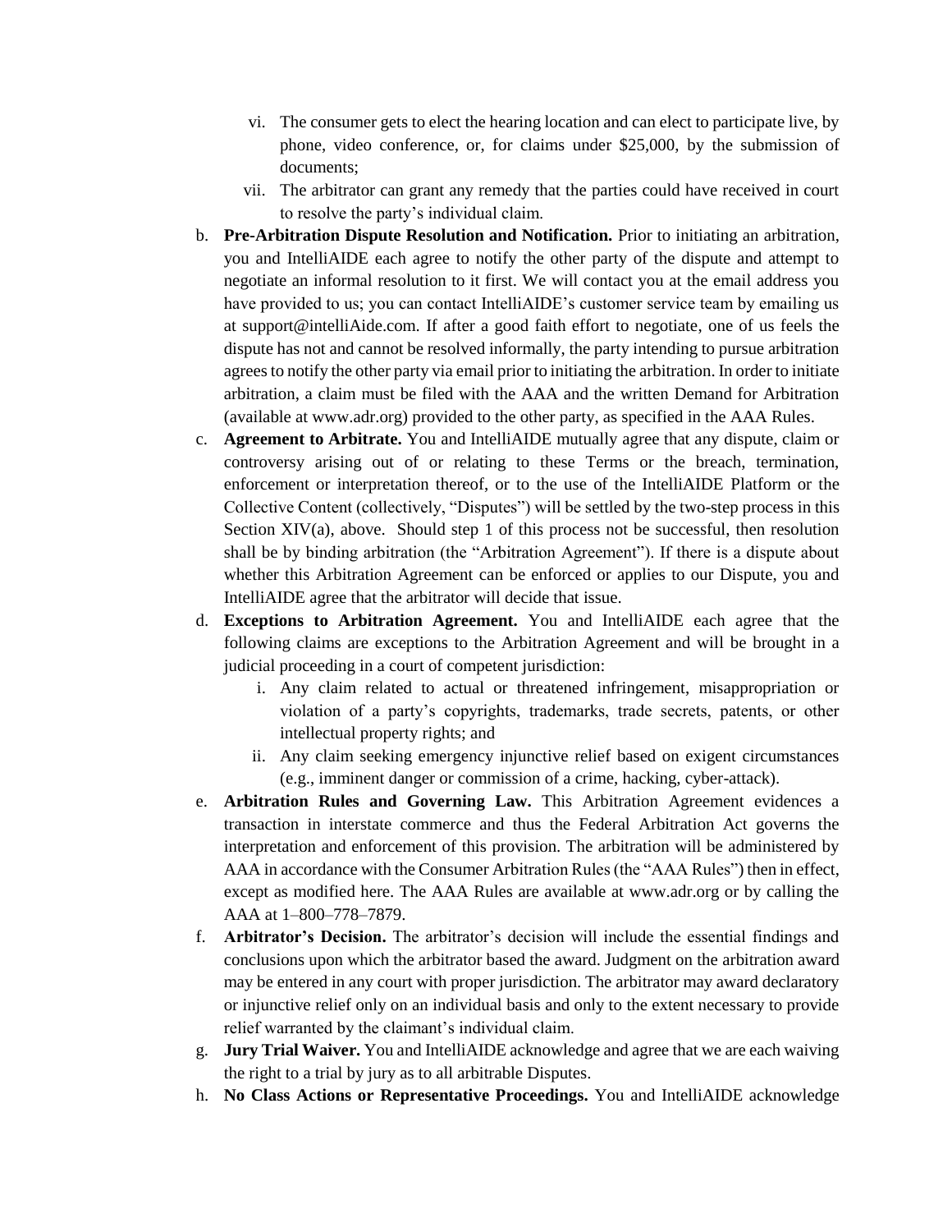vi. The consumer gets to elect the hearing location and can elect to participate live, by phone, video conference, or, for claims under $25,000, by the submission of documents;

   vii. The arbitrator can grant any remedy that the parties could have received in court to resolve the party's individual claim.

b. **Pre-Arbitration Dispute Resolution and Notification.** Prior to initiating an arbitration, you and IntelliAIDE each agree to notify the other party of the dispute and attempt to negotiate an informal resolution to it first. We will contact you at the email address you have provided to us; you can contact IntelliAIDE's customer service team by emailing us at support@intelliAide.com. If after a good faith effort to negotiate, one of us feels the dispute has not and cannot be resolved informally, the party intending to pursue arbitration agrees to notify the other party via email prior to initiating the arbitration. In order to initiate arbitration, a claim must be filed with the AAA and the written Demand for Arbitration (available at www.adr.org) provided to the other party, as specified in the AAA Rules.

c. **Agreement to Arbitrate.** You and IntelliAIDE mutually agree that any dispute, claim or controversy arising out of or relating to these Terms or the breach, termination, enforcement or interpretation thereof, or to the use of the IntelliAIDE Platform or the Collective Content (collectively, "Disputes") will be settled by the two-step process in this Section XIV(a), above. Should step 1 of this process not be successful, then resolution shall be by binding arbitration (the "Arbitration Agreement"). If there is a dispute about whether this Arbitration Agreement can be enforced or applies to our Dispute, you and IntelliAIDE agree that the arbitrator will decide that issue.

d. **Exceptions to Arbitration Agreement.** You and IntelliAIDE each agree that the following claims are exceptions to the Arbitration Agreement and will be brought in a judicial proceeding in a court of competent jurisdiction:

   i. Any claim related to actual or threatened infringement, misappropriation or violation of a party's copyrights, trademarks, trade secrets, patents, or other intellectual property rights; and

   ii. Any claim seeking emergency injunctive relief based on exigent circumstances (e.g., imminent danger or commission of a crime, hacking, cyber-attack).

e. **Arbitration Rules and Governing Law.** This Arbitration Agreement evidences a transaction in interstate commerce and thus the Federal Arbitration Act governs the interpretation and enforcement of this provision. The arbitration will be administered by AAA in accordance with the Consumer Arbitration Rules (the "AAA Rules") then in effect, except as modified here. The AAA Rules are available at www.adr.org or by calling the AAA at 1–800–778–7879.

f. **Arbitrator's Decision.** The arbitrator's decision will include the essential findings and conclusions upon which the arbitrator based the award. Judgment on the arbitration award may be entered in any court with proper jurisdiction. The arbitrator may award declaratory or injunctive relief only on an individual basis and only to the extent necessary to provide relief warranted by the claimant's individual claim.

g. **Jury Trial Waiver.** You and IntelliAIDE acknowledge and agree that we are each waiving the right to a trial by jury as to all arbitrable Disputes.

h. **No Class Actions or Representative Proceedings.** You and IntelliAIDE acknowledge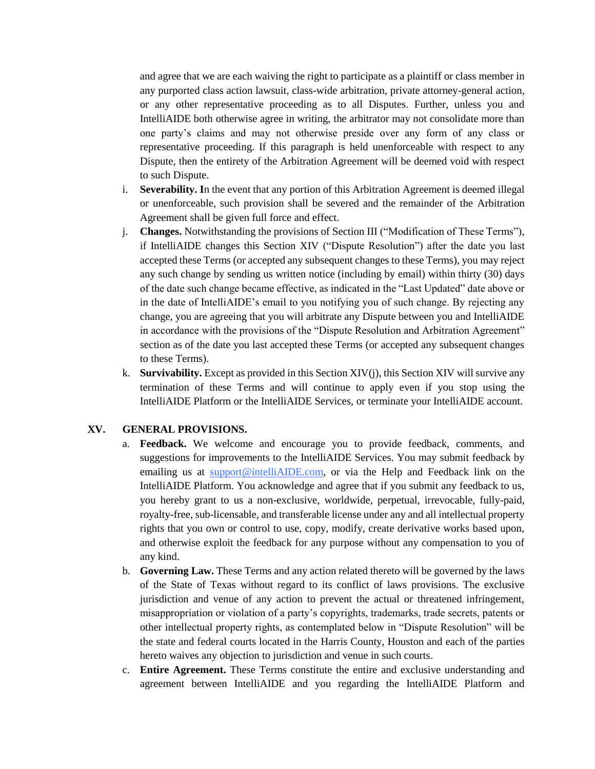and agree that we are each waiving the right to participate as a plaintiff or class member in any purported class action lawsuit, class-wide arbitration, private attorney-general action, or any other representative proceeding as to all Disputes. Further, unless you and IntelliAIDE both otherwise agree in writing, the arbitrator may not consolidate more than one party's claims and may not otherwise preside over any form of any class or representative proceeding. If this paragraph is held unenforceable with respect to any Dispute, then the entirety of the Arbitration Agreement will be deemed void with respect to such Dispute.

i. **Severability. I**n the event that any portion of this Arbitration Agreement is deemed illegal or unenforceable, such provision shall be severed and the remainder of the Arbitration Agreement shall be given full force and effect.

j. **Changes.** Notwithstanding the provisions of Section III ("Modification of These Terms"), if IntelliAIDE changes this Section XIV ("Dispute Resolution") after the date you last accepted these Terms (or accepted any subsequent changes to these Terms), you may reject any such change by sending us written notice (including by email) within thirty (30) days of the date such change became effective, as indicated in the "Last Updated" date above or in the date of IntelliAIDE's email to you notifying you of such change. By rejecting any change, you are agreeing that you will arbitrate any Dispute between you and IntelliAIDE in accordance with the provisions of the "Dispute Resolution and Arbitration Agreement" section as of the date you last accepted these Terms (or accepted any subsequent changes to these Terms).

k. **Survivability.** Except as provided in this Section XIV(j), this Section XIV will survive any termination of these Terms and will continue to apply even if you stop using the IntelliAIDE Platform or the IntelliAIDE Services, or terminate your IntelliAIDE account.

## XV. GENERAL PROVISIONS.

a. **Feedback.** We welcome and encourage you to provide feedback, comments, and suggestions for improvements to the IntelliAIDE Services. You may submit feedback by emailing us at support@intelliAIDE.com, or via the Help and Feedback link on the IntelliAIDE Platform. You acknowledge and agree that if you submit any feedback to us, you hereby grant to us a non-exclusive, worldwide, perpetual, irrevocable, fully-paid, royalty-free, sub-licensable, and transferable license under any and all intellectual property rights that you own or control to use, copy, modify, create derivative works based upon, and otherwise exploit the feedback for any purpose without any compensation to you of any kind.

b. **Governing Law.** These Terms and any action related thereto will be governed by the laws of the State of Texas without regard to its conflict of laws provisions. The exclusive jurisdiction and venue of any action to prevent the actual or threatened infringement, misappropriation or violation of a party's copyrights, trademarks, trade secrets, patents or other intellectual property rights, as contemplated below in "Dispute Resolution" will be the state and federal courts located in the Harris County, Houston and each of the parties hereto waives any objection to jurisdiction and venue in such courts.

c. **Entire Agreement.** These Terms constitute the entire and exclusive understanding and agreement between IntelliAIDE and you regarding the IntelliAIDE Platform and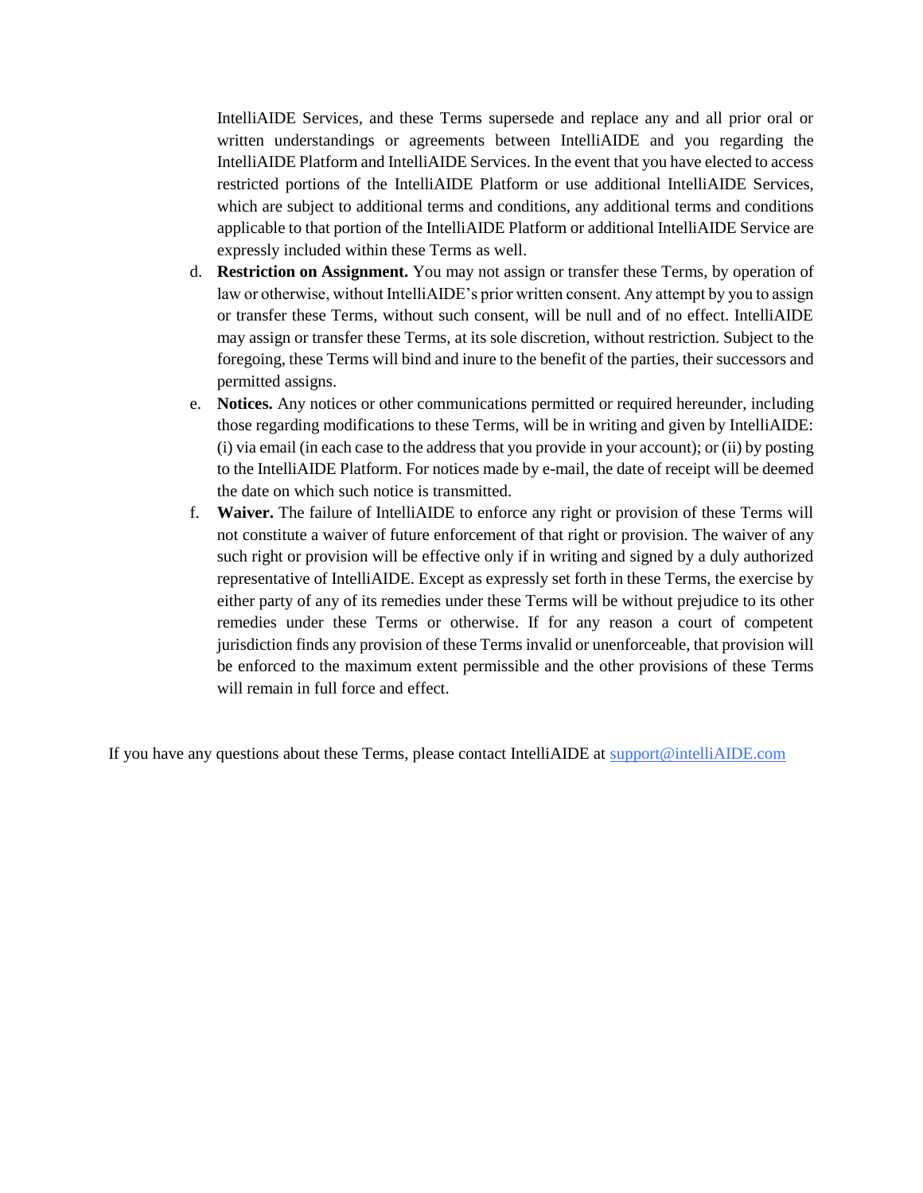IntelliAIDE Services, and these Terms supersede and replace any and all prior oral or written understandings or agreements between IntelliAIDE and you regarding the IntelliAIDE Platform and IntelliAIDE Services. In the event that you have elected to access restricted portions of the IntelliAIDE Platform or use additional IntelliAIDE Services, which are subject to additional terms and conditions, any additional terms and conditions applicable to that portion of the IntelliAIDE Platform or additional IntelliAIDE Service are expressly included within these Terms as well.

d. **Restriction on Assignment.** You may not assign or transfer these Terms, by operation of law or otherwise, without IntelliAIDE's prior written consent. Any attempt by you to assign or transfer these Terms, without such consent, will be null and of no effect. IntelliAIDE may assign or transfer these Terms, at its sole discretion, without restriction. Subject to the foregoing, these Terms will bind and inure to the benefit of the parties, their successors and permitted assigns.

e. **Notices.** Any notices or other communications permitted or required hereunder, including those regarding modifications to these Terms, will be in writing and given by IntelliAIDE: (i) via email (in each case to the address that you provide in your account); or (ii) by posting to the IntelliAIDE Platform. For notices made by e-mail, the date of receipt will be deemed the date on which such notice is transmitted.

f. **Waiver.** The failure of IntelliAIDE to enforce any right or provision of these Terms will not constitute a waiver of future enforcement of that right or provision. The waiver of any such right or provision will be effective only if in writing and signed by a duly authorized representative of IntelliAIDE. Except as expressly set forth in these Terms, the exercise by either party of any of its remedies under these Terms will be without prejudice to its other remedies under these Terms or otherwise. If for any reason a court of competent jurisdiction finds any provision of these Terms invalid or unenforceable, that provision will be enforced to the maximum extent permissible and the other provisions of these Terms will remain in full force and effect.

If you have any questions about these Terms, please contact IntelliAIDE at [support@intelliAIDE.com](mailto:support@intelliAIDE.com)